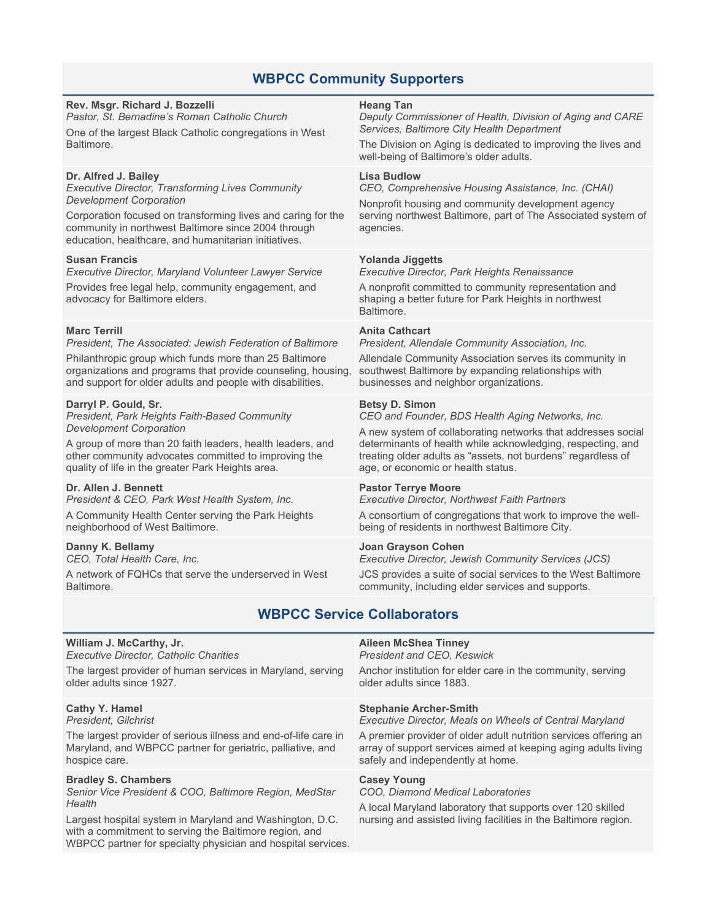## WBPCC Community Supporters

**Rev. Msgr. Richard J. Bozzelli**
*Pastor, St. Bernadine's Roman Catholic Church*

One of the largest Black Catholic congregations in West Baltimore.

**Heang Tan**
*Deputy Commissioner of Health, Division of Aging and CARE Services, Baltimore City Health Department*

The Division on Aging is dedicated to improving the lives and well-being of Baltimore's older adults.

**Dr. Alfred J. Bailey**
*Executive Director, Transforming Lives Community Development Corporation*

Corporation focused on transforming lives and caring for the community in northwest Baltimore since 2004 through education, healthcare, and humanitarian initiatives.

**Lisa Budlow**
*CEO, Comprehensive Housing Assistance, Inc. (CHAI)*

Nonprofit housing and community development agency serving northwest Baltimore, part of The Associated system of agencies.

**Susan Francis**
*Executive Director, Maryland Volunteer Lawyer Service*

Provides free legal help, community engagement, and advocacy for Baltimore elders.

**Yolanda Jiggetts**
*Executive Director, Park Heights Renaissance*

A nonprofit committed to community representation and shaping a better future for Park Heights in northwest Baltimore.

**Marc Terrill**
*President, The Associated: Jewish Federation of Baltimore*

Philanthropic group which funds more than 25 Baltimore organizations and programs that provide counseling, housing, and support for older adults and people with disabilities.

**Anita Cathcart**
*President, Allendale Community Association, Inc.*

Allendale Community Association serves its community in southwest Baltimore by expanding relationships with businesses and neighbor organizations.

**Darryl P. Gould, Sr.**
*President, Park Heights Faith-Based Community Development Corporation*

A group of more than 20 faith leaders, health leaders, and other community advocates committed to improving the quality of life in the greater Park Heights area.

**Betsy D. Simon**
*CEO and Founder, BDS Health Aging Networks, Inc.*

A new system of collaborating networks that addresses social determinants of health while acknowledging, respecting, and treating older adults as "assets, not burdens" regardless of age, or economic or health status.

**Dr. Allen J. Bennett**
*President & CEO, Park West Health System, Inc.*

A Community Health Center serving the Park Heights neighborhood of West Baltimore.

**Pastor Terrye Moore**
*Executive Director, Northwest Faith Partners*

A consortium of congregations that work to improve the well-being of residents in northwest Baltimore City.

**Danny K. Bellamy**
*CEO, Total Health Care, Inc.*

A network of FQHCs that serve the underserved in West Baltimore.

**Joan Grayson Cohen**
*Executive Director, Jewish Community Services (JCS)*

JCS provides a suite of social services to the West Baltimore community, including elder services and supports.

## WBPCC Service Collaborators

**William J. McCarthy, Jr.**
*Executive Director, Catholic Charities*

The largest provider of human services in Maryland, serving older adults since 1927.

**Aileen McShea Tinney**
*President and CEO, Keswick*

Anchor institution for elder care in the community, serving older adults since 1883.

**Cathy Y. Hamel**
*President, Gilchrist*

The largest provider of serious illness and end-of-life care in Maryland, and WBPCC partner for geriatric, palliative, and hospice care.

**Stephanie Archer-Smith**
*Executive Director, Meals on Wheels of Central Maryland*

A premier provider of older adult nutrition services offering an array of support services aimed at keeping aging adults living safely and independently at home.

**Bradley S. Chambers**
*Senior Vice President & COO, Baltimore Region, MedStar Health*

Largest hospital system in Maryland and Washington, D.C. with a commitment to serving the Baltimore region, and WBPCC partner for specialty physician and hospital services.

**Casey Young**
*COO, Diamond Medical Laboratories*

A local Maryland laboratory that supports over 120 skilled nursing and assisted living facilities in the Baltimore region.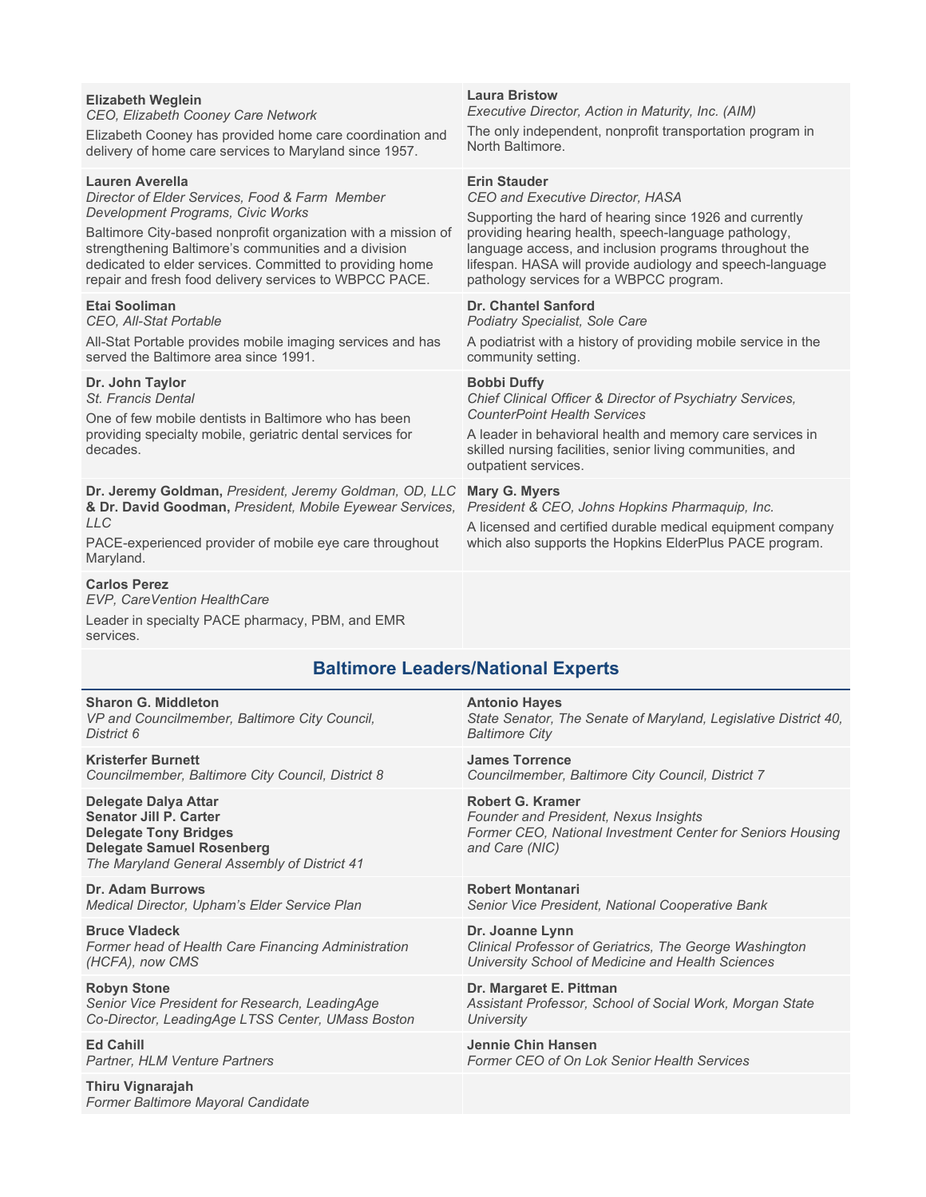**Elizabeth Weglein**
*CEO, Elizabeth Cooney Care Network*
Elizabeth Cooney has provided home care coordination and delivery of home care services to Maryland since 1957.

**Laura Bristow**
*Executive Director, Action in Maturity, Inc. (AIM)*
The only independent, nonprofit transportation program in North Baltimore.

**Lauren Averella**
*Director of Elder Services, Food & Farm Member Development Programs, Civic Works*
Baltimore City-based nonprofit organization with a mission of strengthening Baltimore's communities and a division dedicated to elder services. Committed to providing home repair and fresh food delivery services to WBPCC PACE.

**Erin Stauder**
*CEO and Executive Director, HASA*
Supporting the hard of hearing since 1926 and currently providing hearing health, speech-language pathology, language access, and inclusion programs throughout the lifespan. HASA will provide audiology and speech-language pathology services for a WBPCC program.

**Etai Sooliman**
*CEO, All-Stat Portable*
All-Stat Portable provides mobile imaging services and has served the Baltimore area since 1991.

**Dr. Chantel Sanford**
*Podiatry Specialist, Sole Care*
A podiatrist with a history of providing mobile service in the community setting.

**Dr. John Taylor**
*St. Francis Dental*
One of few mobile dentists in Baltimore who has been providing specialty mobile, geriatric dental services for decades.

**Bobbi Duffy**
*Chief Clinical Officer & Director of Psychiatry Services, CounterPoint Health Services*
A leader in behavioral health and memory care services in skilled nursing facilities, senior living communities, and outpatient services.

**Dr. Jeremy Goldman,** *President, Jeremy Goldman, OD, LLC* **& Dr. David Goodman,** *President, Mobile Eyewear Services, LLC*
PACE-experienced provider of mobile eye care throughout Maryland.

**Mary G. Myers**
*President & CEO, Johns Hopkins Pharmaquip, Inc.*
A licensed and certified durable medical equipment company which also supports the Hopkins ElderPlus PACE program.

**Carlos Perez**
*EVP, CareVention HealthCare*
Leader in specialty PACE pharmacy, PBM, and EMR services.

## Baltimore Leaders/National Experts

**Sharon G. Middleton**
*VP and Councilmember, Baltimore City Council, District 6*

**Antonio Hayes**
*State Senator, The Senate of Maryland, Legislative District 40, Baltimore City*

**Kristerfer Burnett**
*Councilmember, Baltimore City Council, District 8*

**James Torrence**
*Councilmember, Baltimore City Council, District 7*

**Delegate Dalya Attar**
**Senator Jill P. Carter**
**Delegate Tony Bridges**
**Delegate Samuel Rosenberg**
*The Maryland General Assembly of District 41*

**Robert G. Kramer**
*Founder and President, Nexus Insights*
*Former CEO, National Investment Center for Seniors Housing and Care (NIC)*

**Dr. Adam Burrows**
*Medical Director, Upham's Elder Service Plan*

**Robert Montanari**
*Senior Vice President, National Cooperative Bank*

**Bruce Vladeck**
*Former head of Health Care Financing Administration (HCFA), now CMS*

**Dr. Joanne Lynn**
*Clinical Professor of Geriatrics, The George Washington University School of Medicine and Health Sciences*

**Robyn Stone**
*Senior Vice President for Research, LeadingAge*
*Co-Director, LeadingAge LTSS Center, UMass Boston*

**Dr. Margaret E. Pittman**
*Assistant Professor, School of Social Work, Morgan State University*

**Ed Cahill**
*Partner, HLM Venture Partners*

**Jennie Chin Hansen**
*Former CEO of On Lok Senior Health Services*

**Thiru Vignarajah**
*Former Baltimore Mayoral Candidate*